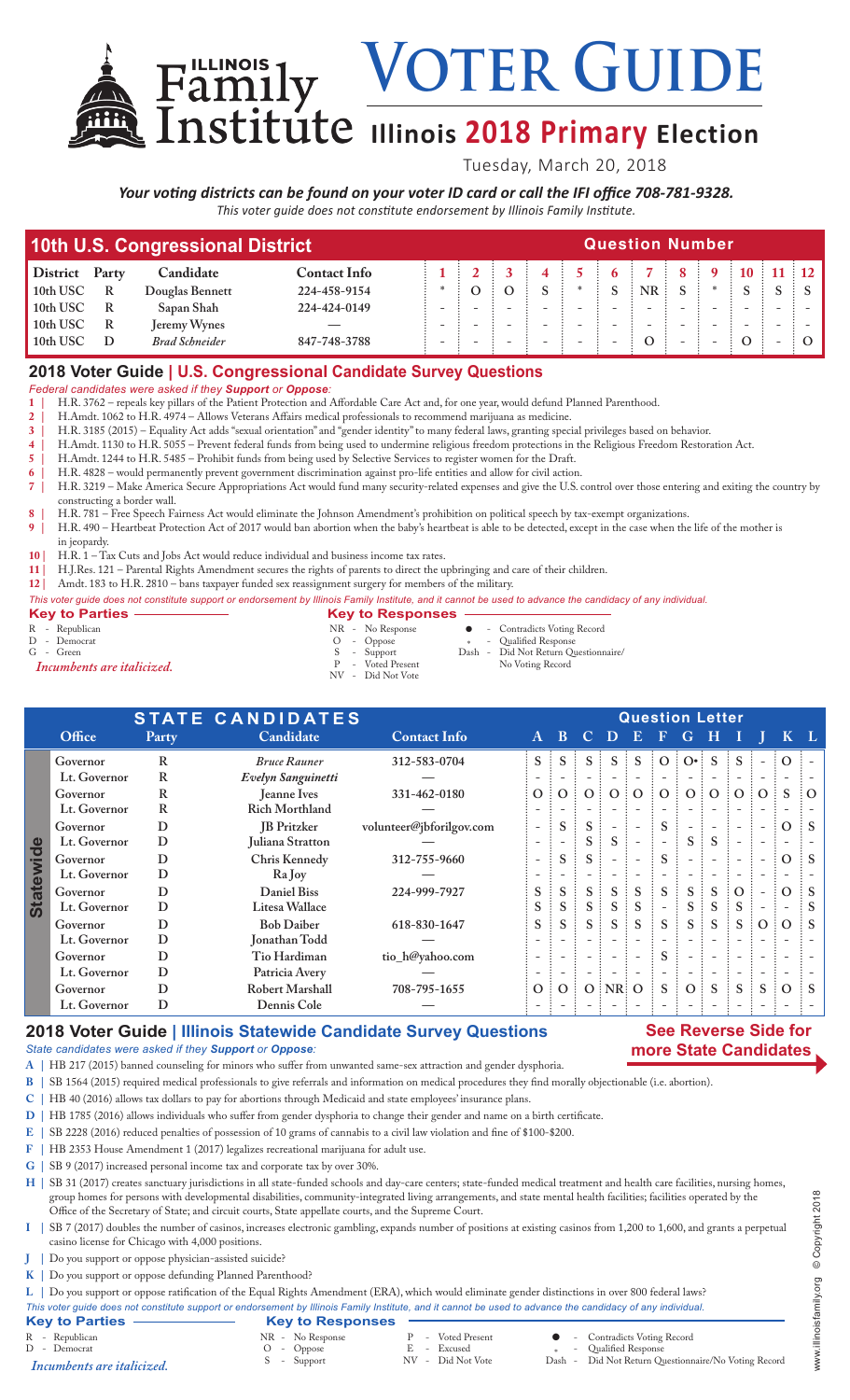# Illinois Family Institute VOTER GUIDE

## Illinois 2018 Primary Election

Tuesday, March 20, 2018

***Your voting districts can be found on your voter ID card or call the IFI office 708-781-9328.***

*This voter guide does not constitute endorsement by Illinois Family Institute.*

| 10th U.S. Congressional District | | | | Question Number | | | | | | | | | | | |
|---|---|---|---|---|---|---|---|---|---|---|---|---|---|---|---|
| **District** | **Party** | **Candidate** | **Contact Info** | **1** | **2** | **3** | **4** | **5** | **6** | **7** | **8** | **9** | **10** | **11** | **12** |
| 10th USC | R | Douglas Bennett | 224-458-9154 | * | O | O | S | * | S | NR | S | * | S | S | S |
| 10th USC | R | Sapan Shah | 224-424-0149 | - | - | - | - | - | - | - | - | - | - | - | - |
| 10th USC | R | Jeremy Wynes | — | - | - | - | - | - | - | - | - | - | - | - | - |
| 10th USC | D | *Brad Schneider* | 847-748-3788 | - | - | - | - | - | - | O | - | - | O | - | O |

## 2018 Voter Guide | U.S. Congressional Candidate Survey Questions

*Federal candidates were asked if they **Support** or **Oppose**:*

1 | H.R. 3762 – repeals key pillars of the Patient Protection and Affordable Care Act and, for one year, would defund Planned Parenthood.
2 | H.Amdt. 1062 to H.R. 4974 – Allows Veterans Affairs medical professionals to recommend marijuana as medicine.
3 | H.R. 3185 (2015) – Equality Act adds "sexual orientation" and "gender identity" to many federal laws, granting special privileges based on behavior.
4 | H.Amdt. 1130 to H.R. 5055 – Prevent federal funds from being used to undermine religious freedom protections in the Religious Freedom Restoration Act.
5 | H.Amdt. 1244 to H.R. 5485 – Prohibit funds from being used by Selective Services to register women for the Draft.
6 | H.R. 4828 – would permanently prevent government discrimination against pro-life entities and allow for civil action.
7 | H.R. 3219 – Make America Secure Appropriations Act would fund many security-related expenses and give the U.S. control over those entering and exiting the country by constructing a border wall.
8 | H.R. 781 – Free Speech Fairness Act would eliminate the Johnson Amendment's prohibition on political speech by tax-exempt organizations.
9 | H.R. 490 – Heartbeat Protection Act of 2017 would ban abortion when the baby's heartbeat is able to be detected, except in the case when the life of the mother is in jeopardy.
10 | H.R. 1 – Tax Cuts and Jobs Act would reduce individual and business income tax rates.
11 | H.J.Res. 121 – Parental Rights Amendment secures the rights of parents to direct the upbringing and care of their children.
12 | Amdt. 183 to H.R. 2810 – bans taxpayer funded sex reassignment surgery for members of the military.

*This voter guide does not constitute support or endorsement by Illinois Family Institute, and it cannot be used to advance the candidacy of any individual.*

**Key to Parties**
- R - Republican
- D - Democrat
- G - Green

*Incumbents are italicized.*

**Key to Responses**
- NR - No Response
- O - Oppose
- S - Support
- P - Voted Present
- NV - Did Not Vote
- ● - Contradicts Voting Record
- * - Qualified Response
- Dash - Did Not Return Questionnaire/No Voting Record

| STATE CANDIDATES | | | | | Question Letter | | | | | | | | | | | |
|---|---|---|---|---|---|---|---|---|---|---|---|---|---|---|---|---|
| | **Office** | **Party** | **Candidate** | **Contact Info** | **A** | **B** | **C** | **D** | **E** | **F** | **G** | **H** | **I** | **J** | **K** | **L** |
| Statewide | Governor | R | *Bruce Rauner* | 312-583-0704 | S | S | S | S | S | O | O● | S | S | - | O | - |
| | Lt. Governor | R | *Evelyn Sanguinetti* | — | - | - | - | - | - | - | - | - | - | - | - | - |
| | Governor | R | Jeanne Ives | 331-462-0180 | O | O | O | O | O | O | O | O | O | O | S | O |
| | Lt. Governor | R | Rich Morthland | — | - | - | - | - | - | - | - | - | - | - | - | - |
| | Governor | D | JB Pritzker | volunteer@jbforilgov.com | - | S | S | - | - | S | - | - | - | - | O | S |
| | Lt. Governor | D | Juliana Stratton | — | - | - | S | S | - | - | S | S | - | - | - | - |
| | Governor | D | Chris Kennedy | 312-755-9660 | - | S | S | - | - | S | - | - | - | - | O | S |
| | Lt. Governor | D | Ra Joy | — | - | - | - | - | - | - | - | - | - | - | - | - |
| | Governor | D | Daniel Biss | 224-999-7927 | S | S | S | S | S | S | S | S | O | - | O | S |
| | Lt. Governor | D | Litesa Wallace | | S | S | S | S | S | - | S | S | S | - | - | S |
| | Governor | D | Bob Daiber | 618-830-1647 | S | S | S | S | S | S | S | S | S | O | O | S |
| | Lt. Governor | D | Jonathan Todd | — | - | - | - | - | - | - | - | - | - | - | - | - |
| | Governor | D | Tio Hardiman | tio_h@yahoo.com | - | - | - | - | - | S | - | - | - | - | - | - |
| | Lt. Governor | D | Patricia Avery | — | - | - | - | - | - | - | - | - | - | - | - | - |
| | Governor | D | Robert Marshall | 708-795-1655 | O | O | O | NR | O | S | O | S | S | S | O | S |
| | Lt. Governor | D | Dennis Cole | — | - | - | - | - | - | - | - | - | - | - | - | - |

## 2018 Voter Guide | Illinois Statewide Candidate Survey Questions

**See Reverse Side for more State Candidates**

*State candidates were asked if they **Support** or **Oppose**:*

A | HB 217 (2015) banned counseling for minors who suffer from unwanted same-sex attraction and gender dysphoria.
B | SB 1564 (2015) required medical professionals to give referrals and information on medical procedures they find morally objectionable (i.e. abortion).
C | HB 40 (2016) allows tax dollars to pay for abortions through Medicaid and state employees' insurance plans.
D | HB 1785 (2016) allows individuals who suffer from gender dysphoria to change their gender and name on a birth certificate.
E | SB 2228 (2016) reduced penalties of possession of 10 grams of cannabis to a civil law violation and fine of $100-$200.
F | HB 2353 House Amendment 1 (2017) legalizes recreational marijuana for adult use.
G | SB 9 (2017) increased personal income tax and corporate tax by over 30%.
H | SB 31 (2017) creates sanctuary jurisdictions in all state-funded schools and day-care centers; state-funded medical treatment and health care facilities, nursing homes, group homes for persons with developmental disabilities, community-integrated living arrangements, and state mental health facilities; facilities operated by the Office of the Secretary of State; and circuit courts, State appellate courts, and the Supreme Court.
I | SB 7 (2017) doubles the number of casinos, increases electronic gambling, expands number of positions at existing casinos from 1,200 to 1,600, and grants a perpetual casino license for Chicago with 4,000 positions.
J | Do you support or oppose physician-assisted suicide?
K | Do you support or oppose defunding Planned Parenthood?
L | Do you support or oppose ratification of the Equal Rights Amendment (ERA), which would eliminate gender distinctions in over 800 federal laws?

*This voter guide does not constitute support or endorsement by Illinois Family Institute, and it cannot be used to advance the candidacy of any individual.*

**Key to Parties**
- R - Republican
- D - Democrat

*Incumbents are italicized.*

**Key to Responses**
- NR - No Response
- O - Oppose
- S - Support
- P - Voted Present
- E - Excused
- NV - Did Not Vote
- ● - Contradicts Voting Record
- * - Qualified Response
- Dash - Did Not Return Questionnaire/No Voting Record

www.illinoisfamily.org © Copyright 2018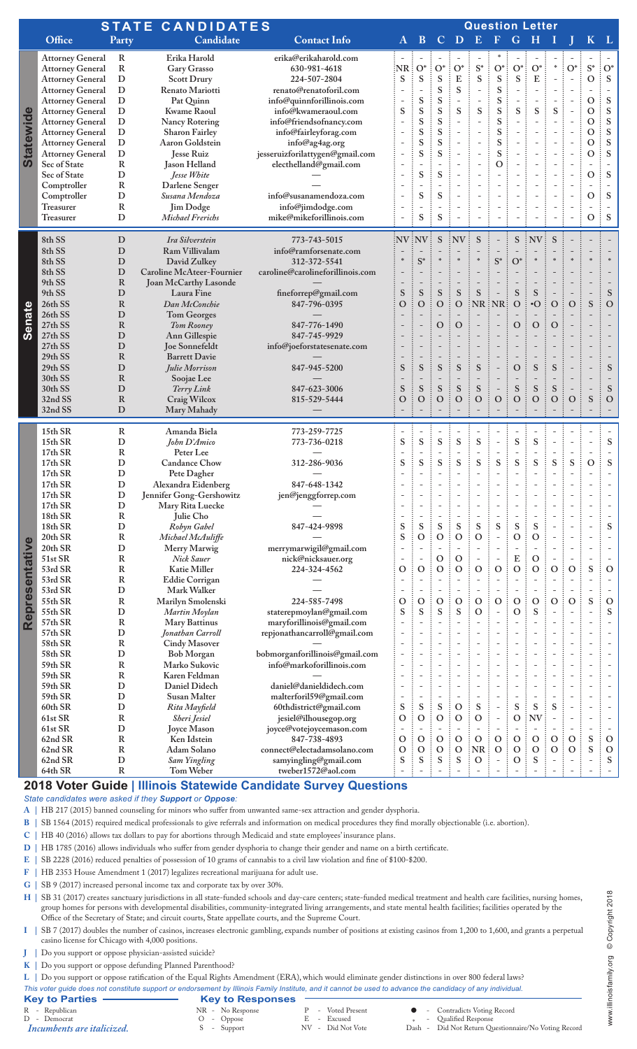# STATE CANDIDATES

| | Office | Party | Candidate | Contact Info | A | B | C | D | E | F | G | H | I | J | K | L |
|---|---|---|---|---|---|---|---|---|---|---|---|---|---|---|---|---|
| **Statewide** | Attorney General | R | Erika Harold | erika@erikaharold.com | - | - | - | - | - | * | - | - | - | - | - | - |
| | Attorney General | R | Gary Grasso | 630-981-4618 | NR | O* | O* | O* | S* | O* | O* | O* | * | O* | S* | O* |
| | Attorney General | D | Scott Drury | 224-507-2804 | S | S | S | E | S | S | S | E | - | - | O | S |
| | Attorney General | D | Renato Mariotti | renato@renatoforil.com | - | - | S | S | - | S | - | - | - | - | - | - |
| | Attorney General | D | Pat Quinn | info@quinnforillinois.com | - | S | S | - | - | S | - | - | - | - | O | S |
| | Attorney General | D | Kwame Raoul | info@kwameraoul.com | S | S | S | S | S | S | S | S | S | - | O | S |
| | Attorney General | D | Nancy Rotering | info@friendsofnancy.com | - | S | S | - | - | S | - | - | - | - | O | S |
| | Attorney General | D | Sharon Fairley | info@fairleyforag.com | - | S | S | - | - | S | - | - | - | - | O | S |
| | Attorney General | D | Aaron Goldstein | info@ag4ag.org | - | S | S | - | - | S | - | - | - | - | O | S |
| | Attorney General | D | Jesse Ruiz | jesseruizforilattygen@gmail.com | - | S | S | - | - | S | - | - | - | - | O | S |
| | Sec of State | R | Jason Helland | electhelland@gmail.com | - | - | - | - | - | O | - | - | - | - | - | - |
| | Sec of State | D | *Jesse White* | — | - | S | S | - | - | - | - | - | - | - | O | S |
| | Comptroller | R | Darlene Senger | | - | - | - | - | - | - | - | - | - | - | - | - |
| | Comptroller | D | *Susana Mendoza* | info@susanamendoza.com | - | S | S | - | - | - | - | - | - | - | O | S |
| | Treasurer | R | Jim Dodge | info@jimdodge.com | - | - | - | - | - | - | - | - | - | - | - | - |
| | Treasurer | D | *Michael Frerichs* | mike@mikeforillinois.com | - | S | S | - | - | - | - | - | - | - | O | S |
| **Senate** | 8th SS | D | *Ira Silverstein* | 773-743-5015 | NV | NV | S | NV | S | - | S | NV | S | - | - | - |
| | 8th SS | D | Ram Villivalam | info@ramforsenate.com | - | - | - | - | - | - | - | - | - | - | - | - |
| | 8th SS | D | David Zulkey | 312-372-5541 | * | S* | * | * | * | S* | O* | * | * | * | * | * |
| | 8th SS | D | Caroline McAteer-Fournier | caroline@carolineforillinois.com | - | - | - | - | - | - | - | - | - | - | - | - |
| | 9th SS | R | Joan McCarthy Lasonde | — | - | - | - | - | - | - | - | - | - | - | - | - |
| | 9th SS | D | Laura Fine | fineforrep@gmail.com | S | S | S | S | S | - | S | S | - | - | - | S |
| | 26th SS | R | *Dan McConchie* | 847-796-0395 | O | O | O | O | NR | NR | O | •O | O | O | S | O |
| | 26th SS | D | Tom Georges | | - | - | - | - | - | - | - | - | - | - | - | - |
| | 27th SS | R | *Tom Rooney* | 847-776-1490 | - | - | O | O | - | - | O | O | O | - | - | - |
| | 27th SS | D | Ann Gillespie | 847-745-9929 | - | - | - | - | - | - | - | - | - | - | - | - |
| | 27th SS | D | Joe Sonnefeldt | info@joeforstatesenate.com | - | - | - | - | - | - | - | - | - | - | - | - |
| | 29th SS | R | Barrett Davie | | - | - | - | - | - | - | - | - | - | - | - | - |
| | 29th SS | D | *Julie Morrison* | 847-945-5200 | S | S | S | S | S | - | O | S | S | - | - | S |
| | 30th SS | R | Soojae Lee | — | - | - | - | - | - | - | - | - | - | - | - | - |
| | 30th SS | D | *Terry Link* | 847-623-3006 | S | S | S | S | S | - | S | S | S | - | - | S |
| | 32nd SS | R | Craig Wilcox | 815-529-5444 | O | O | O | O | O | O | O | O | O | O | S | O |
| | 32nd SS | D | Mary Mahady | — | - | - | - | - | - | - | - | - | - | - | - | - |
| **Representative** | 15th SR | R | Amanda Biela | 773-259-7725 | - | - | - | - | - | - | - | - | - | - | - | - |
| | 15th SR | D | *John D'Amico* | 773-736-0218 | S | S | S | S | S | - | S | S | - | - | - | S |
| | 17th SR | R | Peter Lee | — | - | - | - | - | - | - | - | - | - | - | - | - |
| | 17th SR | D | Candance Chow | 312-286-9036 | S | S | S | S | S | S | S | S | S | S | O | S |
| | 17th SR | D | Pete Dagher | — | - | - | - | - | - | - | - | - | - | - | - | - |
| | 17th SR | D | Alexandra Eidenberg | 847-648-1342 | - | - | - | - | - | - | - | - | - | - | - | - |
| | 17th SR | D | Jennifer Gong-Gershowitz | jen@jenggforrep.com | - | - | - | - | - | - | - | - | - | - | - | - |
| | 17th SR | D | Mary Rita Luecke | — | - | - | - | - | - | - | - | - | - | - | - | - |
| | 18th SR | R | Julie Cho | — | - | - | - | - | - | - | - | - | - | - | - | - |
| | 18th SR | D | *Robyn Gabel* | 847-424-9898 | S | S | S | S | S | S | S | S | - | - | - | S |
| | 20th SR | R | *Michael McAuliffe* | | S | O | O | O | O | - | O | O | - | - | - | - |
| | 20th SR | D | Merry Marwig | merrymarwigil@gmail.com | - | - | - | - | - | - | - | - | - | - | - | - |
| | 51st SR | R | *Nick Sauer* | nick@nicksauer.org | - | - | O | O | - | - | E | O | - | - | - | - |
| | 53rd SR | R | Katie Miller | 224-324-4562 | O | O | O | O | O | O | O | O | O | O | S | O |
| | 53rd SR | R | Eddie Corrigan | — | - | - | - | - | - | - | - | - | - | - | - | - |
| | 53rd SR | D | Mark Walker | — | - | - | - | - | - | - | - | - | - | - | - | - |
| | 55th SR | R | Marilyn Smolenski | 224-585-7498 | O | O | O | O | O | O | O | O | O | O | S | O |
| | 55th SR | D | *Martin Moylan* | staterepmoylan@gmail.com | S | S | S | S | O | - | O | S | - | - | - | S |
| | 57th SR | R | Mary Battinus | maryforillinois@gmail.com | - | - | - | - | - | - | - | - | - | - | - | - |
| | 57th SR | D | *Jonathan Carroll* | repjonathancarroll@gmail.com | - | - | - | - | - | - | - | - | - | - | - | - |
| | 58th SR | R | Cindy Masover | — | - | - | - | - | - | - | - | - | - | - | - | - |
| | 58th SR | D | Bob Morgan | bobmorganforillinois@gmail.com | - | - | - | - | - | - | - | - | - | - | - | - |
| | 59th SR | R | Marko Sukovic | info@markoforillinois.com | - | - | - | - | - | - | - | - | - | - | - | - |
| | 59th SR | R | Karen Feldman | — | - | - | - | - | - | - | - | - | - | - | - | - |
| | 59th SR | D | Daniel Didech | daniel@danieldidech.com | - | - | - | - | - | - | - | - | - | - | - | - |
| | 59th SR | D | Susan Malter | malterforil59@gmail.com | - | - | - | - | - | - | - | - | - | - | - | - |
| | 60th SR | D | *Rita Mayfield* | 60thdistrict@gmail.com | S | S | S | O | S | - | S | S | S | - | - | - |
| | 61st SR | R | *Sheri Jesiel* | jesiel@ilhousegop.org | O | O | O | O | O | - | O | NV | - | - | - | - |
| | 61st SR | D | Joyce Mason | joyce@votejoycemason.com | - | - | - | - | - | - | - | - | - | - | - | - |
| | 62nd SR | R | Ken Idstein | 847-738-4893 | O | O | O | O | O | O | O | O | O | O | S | O |
| | 62nd SR | R | Adam Solano | connect@electadamsolano.com | O | O | O | O | NR | O | O | O | O | O | S | O |
| | 62nd SR | D | *Sam Yingling* | samyingling@gmail.com | S | S | S | S | O | - | O | S | - | - | - | S |
| | 64th SR | R | Tom Weber | tweber1572@aol.com | - | - | - | - | - | - | - | - | - | - | - | - |

## 2018 Voter Guide | Illinois Statewide Candidate Survey Questions

*State candidates were asked if they **Support** or **Oppose**:*

**A** | HB 217 (2015) banned counseling for minors who suffer from unwanted same-sex attraction and gender dysphoria.

**B** | SB 1564 (2015) required medical professionals to give referrals and information on medical procedures they find morally objectionable (i.e. abortion).

**C** | HB 40 (2016) allows tax dollars to pay for abortions through Medicaid and state employees' insurance plans.

**D** | HB 1785 (2016) allows individuals who suffer from gender dysphoria to change their gender and name on a birth certificate.

**E** | SB 2228 (2016) reduced penalties of possession of 10 grams of cannabis to a civil law violation and fine of $100-$200.

**F** | HB 2353 House Amendment 1 (2017) legalizes recreational marijuana for adult use.

**G** | SB 9 (2017) increased personal income tax and corporate tax by over 30%.

**H** | SB 31 (2017) creates sanctuary jurisdictions in all state-funded schools and day-care centers; state-funded medical treatment and health care facilities, nursing homes, group homes for persons with developmental disabilities, community-integrated living arrangements, and state mental health facilities; facilities operated by the Office of the Secretary of State; and circuit courts, State appellate courts, and the Supreme Court.

**I** | SB 7 (2017) doubles the number of casinos, increases electronic gambling, expands number of positions at existing casinos from 1,200 to 1,600, and grants a perpetual casino license for Chicago with 4,000 positions.

**J** | Do you support or oppose physician-assisted suicide?

**K** | Do you support or oppose defunding Planned Parenthood?

**L** | Do you support or oppose ratification of the Equal Rights Amendment (ERA), which would eliminate gender distinctions in over 800 federal laws?

*This voter guide does not constitute support or endorsement by Illinois Family Institute, and it cannot be used to advance the candidacy of any individual.*

**Key to Parties**

R - Republican
D - Democrat
*Incumbents are italicized.*

**Key to Responses**

NR - No Response
O - Oppose
S - Support
P - Voted Present
E - Excused
NV - Did Not Vote
● - Contradicts Voting Record
* - Qualified Response
Dash - Did Not Return Questionnaire/No Voting Record

www.illinoisfamily.org © Copyright 2018